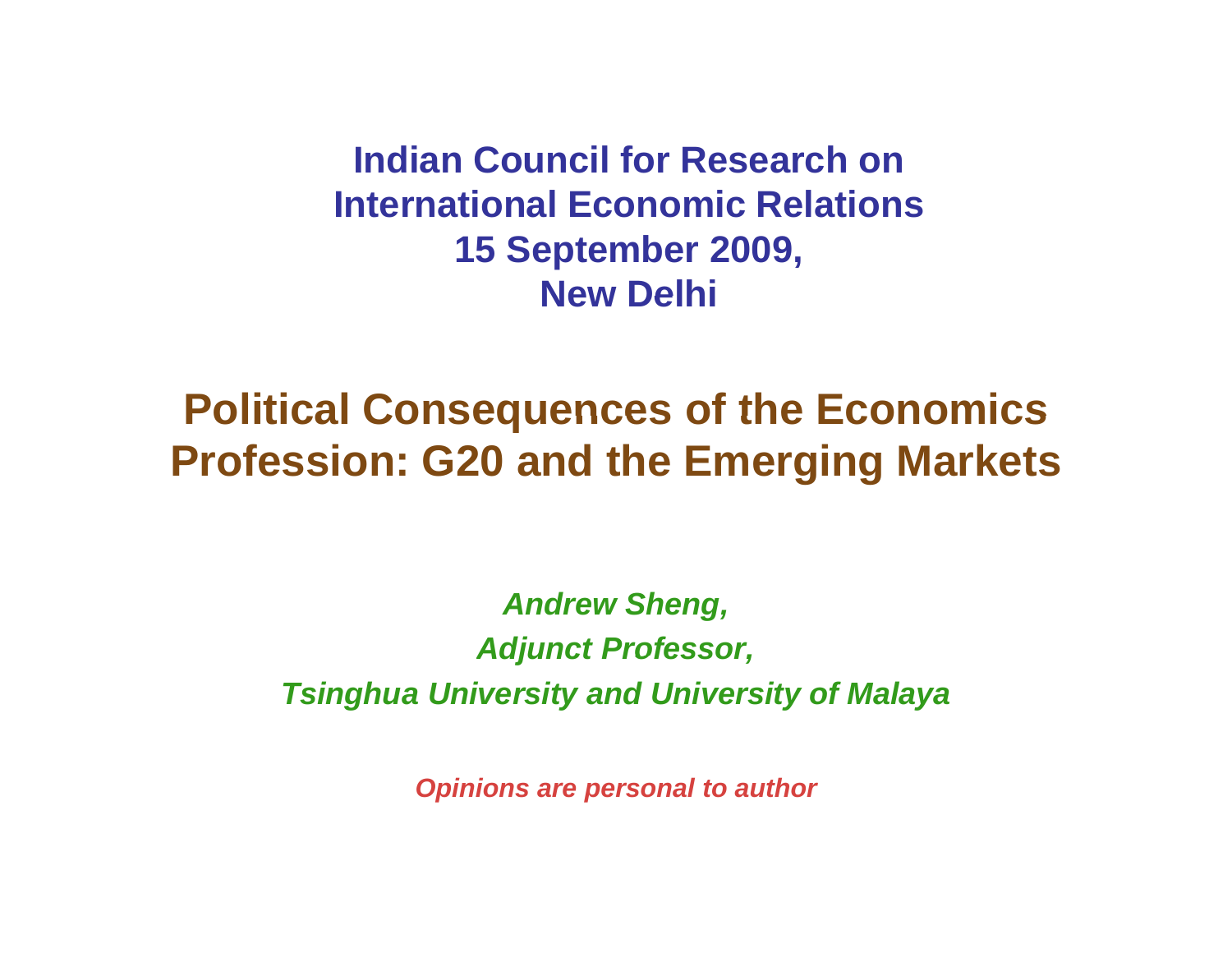**Indian Council for Research on International Economic Relations**
**15 September 2009,**
**New Delhi**

# Political Consequences of the Economics Profession: G20 and the Emerging Markets

***Andrew Sheng,***
***Adjunct Professor,***
***Tsinghua University and University of Malaya***

***Opinions are personal to author***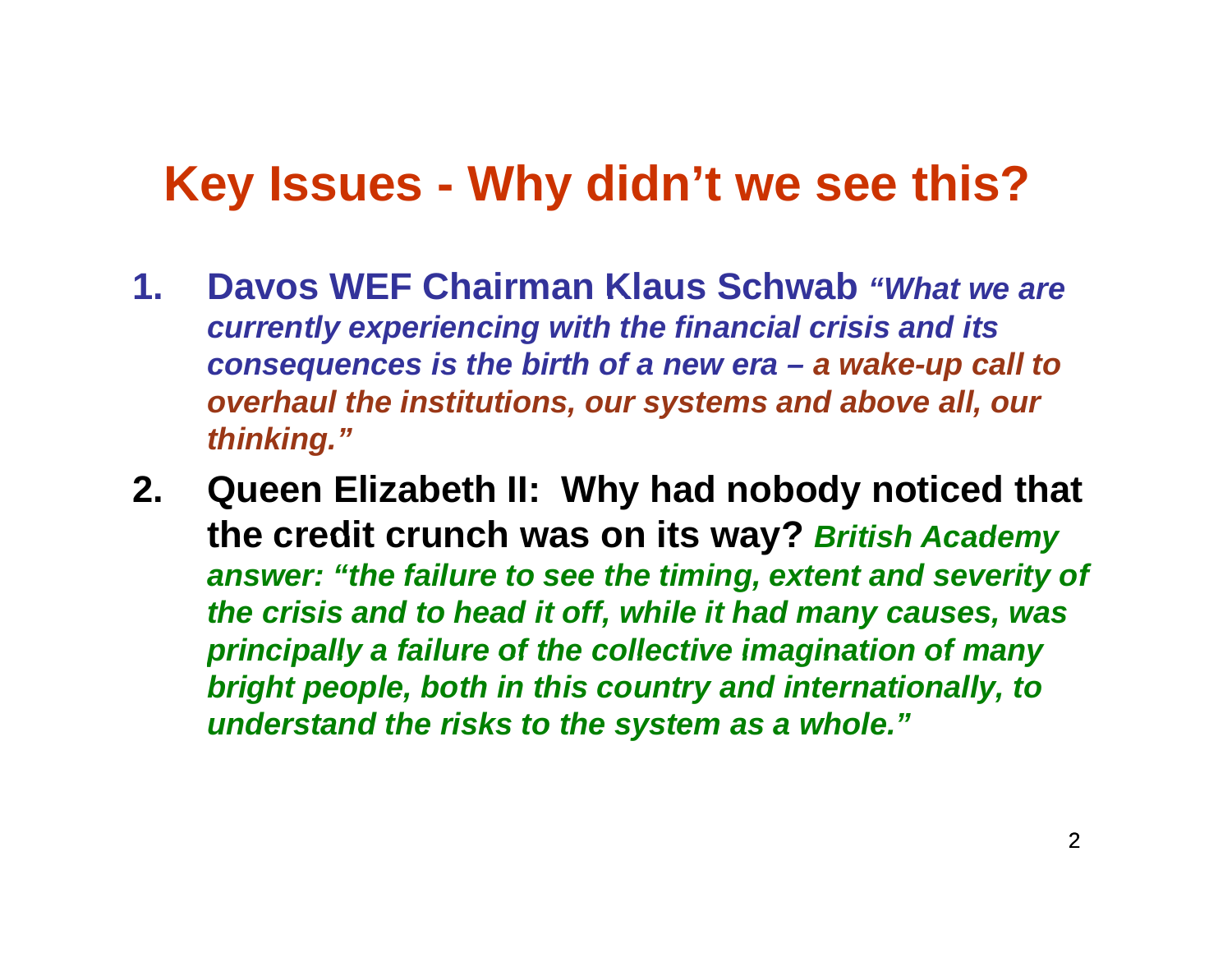# Key Issues - Why didn't we see this?

1. **Davos WEF Chairman Klaus Schwab** ***"What we are currently experiencing with the financial crisis and its consequences is the birth of a new era – a wake-up call to overhaul the institutions, our systems and above all, our thinking."***
2. **Queen Elizabeth II: Why had nobody noticed that the credit crunch was on its way?** ***British Academy answer: "the failure to see the timing, extent and severity of the crisis and to head it off, while it had many causes, was principally a failure of the collective imagination of many bright people, both in this country and internationally, to understand the risks to the system as a whole."***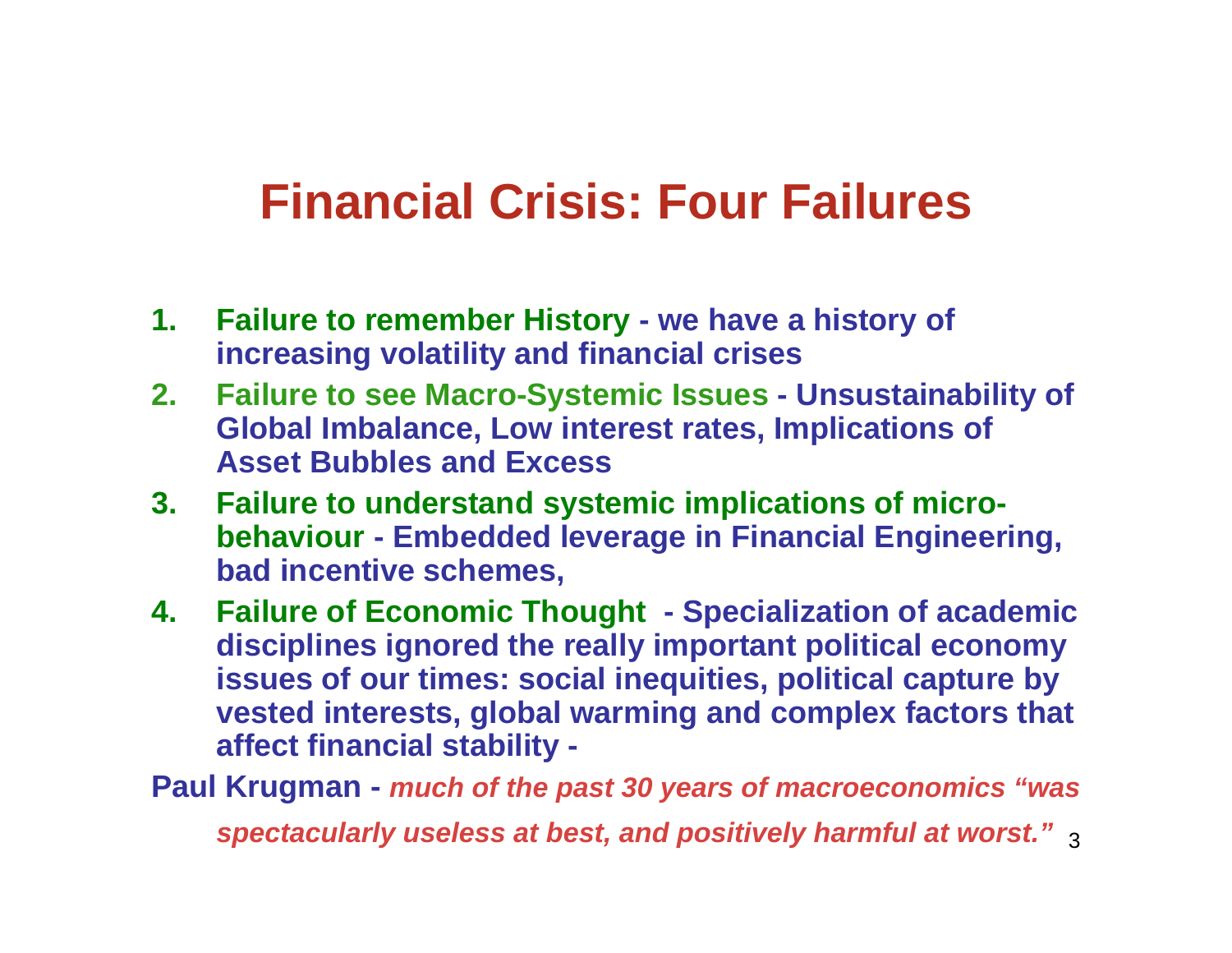# Financial Crisis: Four Failures

1. **Failure to remember History - we have a history of increasing volatility and financial crises**
2. **Failure to see Macro-Systemic Issues - Unsustainability of Global Imbalance, Low interest rates, Implications of Asset Bubbles and Excess**
3. **Failure to understand systemic implications of micro-behaviour - Embedded leverage in Financial Engineering, bad incentive schemes,**
4. **Failure of Economic Thought - Specialization of academic disciplines ignored the really important political economy issues of our times: social inequities, political capture by vested interests, global warming and complex factors that affect financial stability -**

**Paul Krugman -** ***much of the past 30 years of macroeconomics "was spectacularly useless at best, and positively harmful at worst."***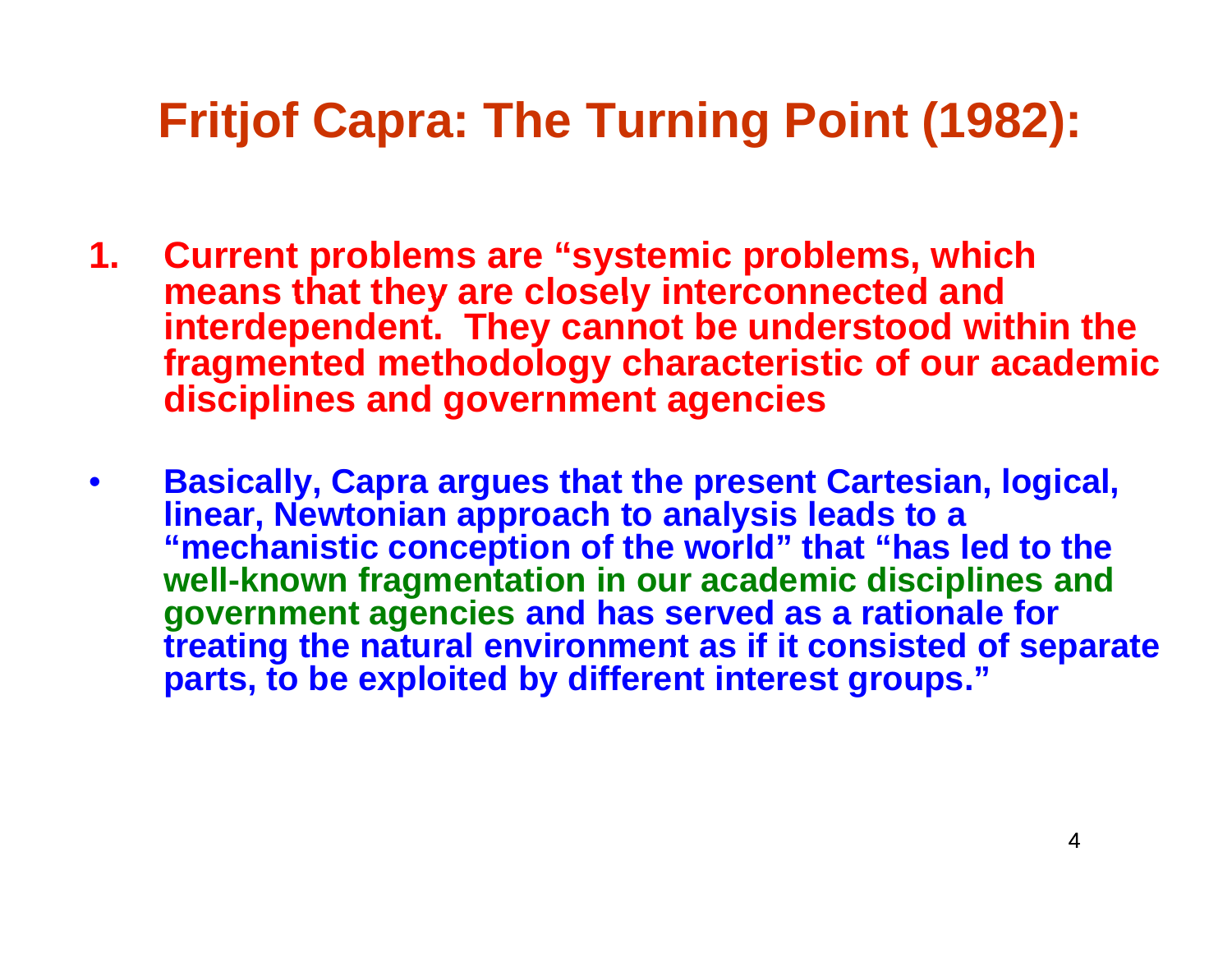# Fritjof Capra: The Turning Point (1982):

1. **Current problems are “systemic problems, which means that they are closely interconnected and interdependent. They cannot be understood within the fragmented methodology characteristic of our academic disciplines and government agencies**

- **Basically, Capra argues that the present Cartesian, logical, linear, Newtonian approach to analysis leads to a “mechanistic conception of the world” that “has led to the well-known fragmentation in our academic disciplines and government agencies and has served as a rationale for treating the natural environment as if it consisted of separate parts, to be exploited by different interest groups.”**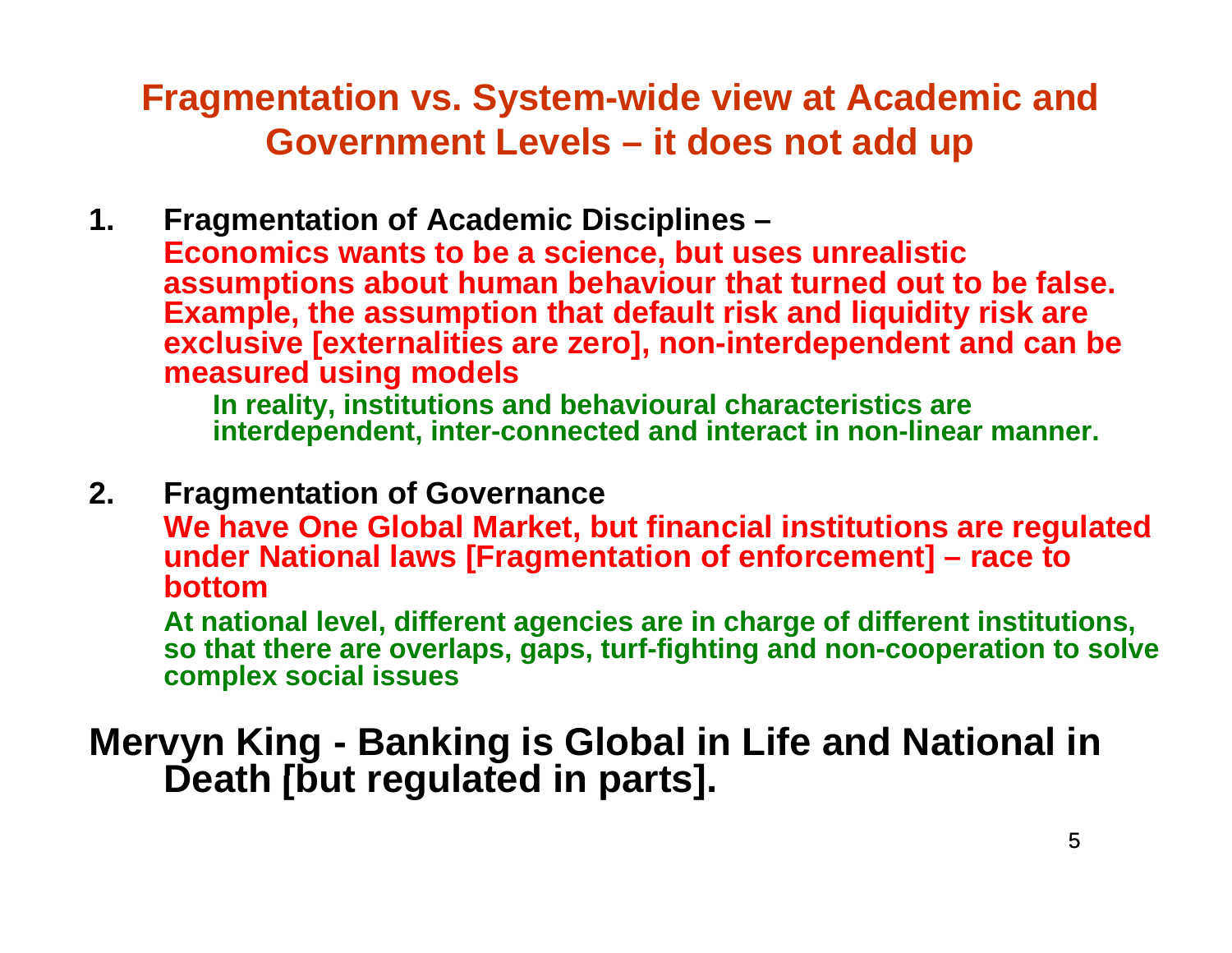# Fragmentation vs. System-wide view at Academic and Government Levels – it does not add up

1. **Fragmentation of Academic Disciplines –**
   **Economics wants to be a science, but uses unrealistic assumptions about human behaviour that turned out to be false. Example, the assumption that default risk and liquidity risk are exclusive [externalities are zero], non-interdependent and can be measured using models**

   **In reality, institutions and behavioural characteristics are interdependent, inter-connected and interact in non-linear manner.**

2. **Fragmentation of Governance**
   **We have One Global Market, but financial institutions are regulated under National laws [Fragmentation of enforcement] – race to bottom**

   **At national level, different agencies are in charge of different institutions, so that there are overlaps, gaps, turf-fighting and non-cooperation to solve complex social issues**

**Mervyn King - Banking is Global in Life and National in Death [but regulated in parts].**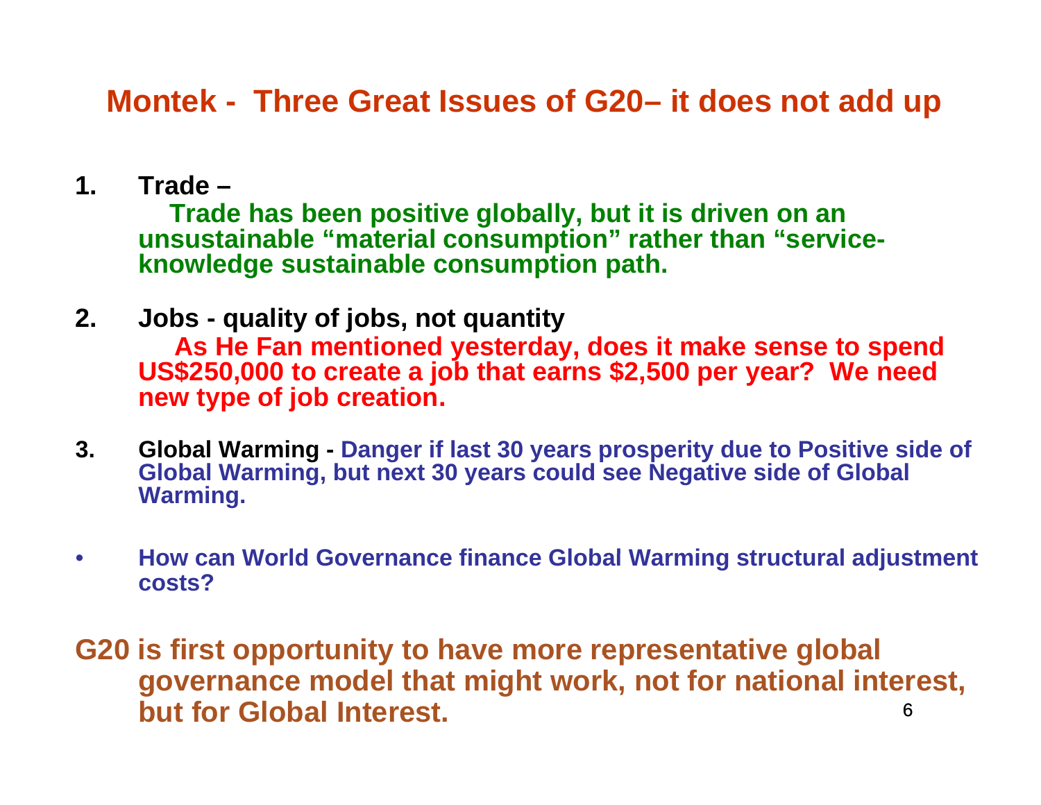## Montek - Three Great Issues of G20– it does not add up

1. **Trade –**
   **Trade has been positive globally, but it is driven on an unsustainable “material consumption” rather than “service-knowledge sustainable consumption path.**

2. **Jobs - quality of jobs, not quantity**
   **As He Fan mentioned yesterday, does it make sense to spend US$250,000 to create a job that earns $2,500 per year? We need new type of job creation.**

3. **Global Warming - Danger if last 30 years prosperity due to Positive side of Global Warming, but next 30 years could see Negative side of Global Warming.**

- **How can World Governance finance Global Warming structural adjustment costs?**

**G20 is first opportunity to have more representative global governance model that might work, not for national interest, but for Global Interest.**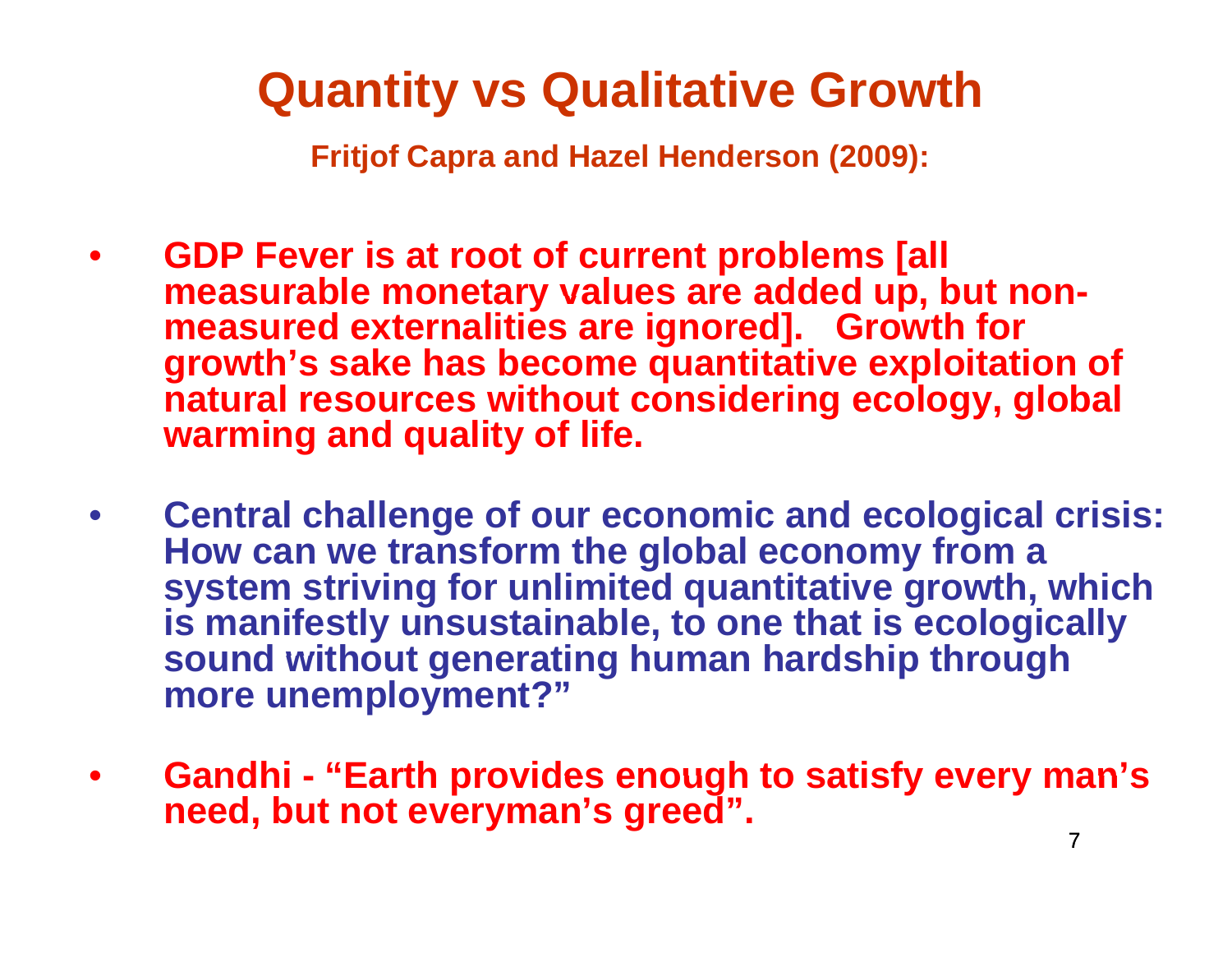# Quantity vs Qualitative Growth

**Fritjof Capra and Hazel Henderson (2009):**

- **GDP Fever is at root of current problems [all measurable monetary values are added up, but non-measured externalities are ignored]. Growth for growth's sake has become quantitative exploitation of natural resources without considering ecology, global warming and quality of life.**
- **Central challenge of our economic and ecological crisis: How can we transform the global economy from a system striving for unlimited quantitative growth, which is manifestly unsustainable, to one that is ecologically sound without generating human hardship through more unemployment?"**
- **Gandhi - "Earth provides enough to satisfy every man's need, but not everyman's greed".**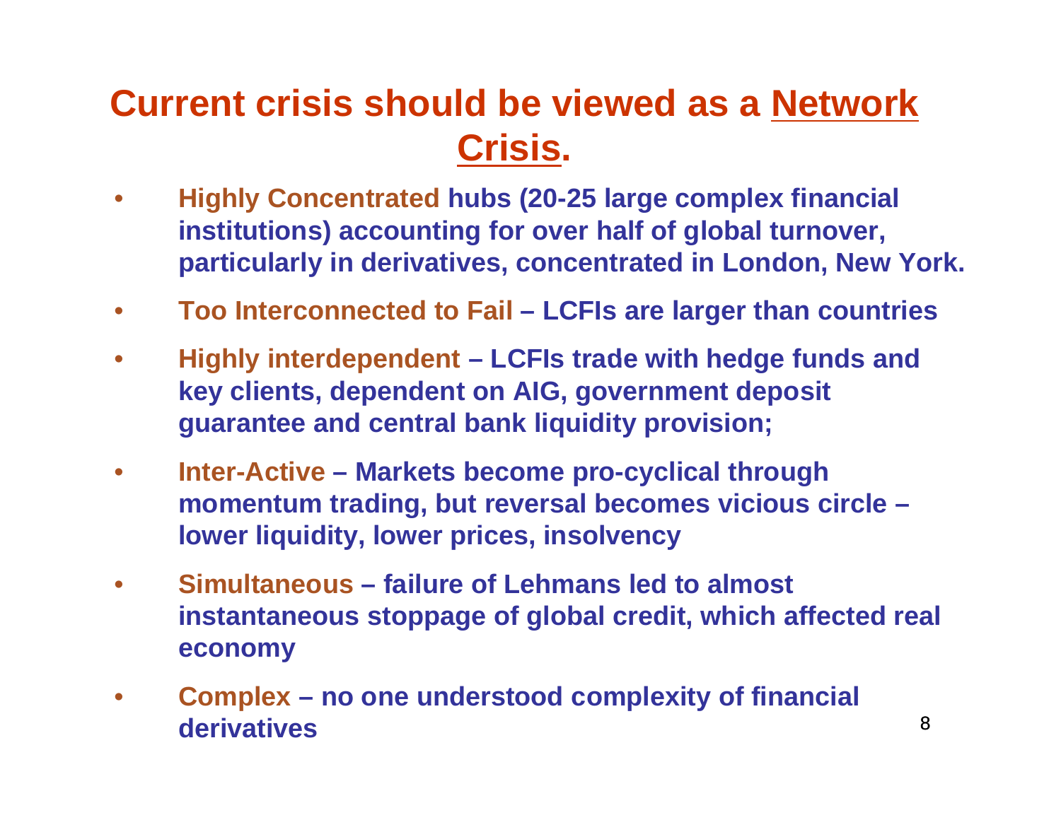# Current crisis should be viewed as a Network Crisis.

- **Highly Concentrated** hubs (20-25 large complex financial institutions) accounting for over half of global turnover, particularly in derivatives, concentrated in London, New York.
- **Too Interconnected to Fail** – LCFIs are larger than countries
- **Highly interdependent** – LCFIs trade with hedge funds and key clients, dependent on AIG, government deposit guarantee and central bank liquidity provision;
- **Inter-Active** – Markets become pro-cyclical through momentum trading, but reversal becomes vicious circle – lower liquidity, lower prices, insolvency
- **Simultaneous** – failure of Lehmans led to almost instantaneous stoppage of global credit, which affected real economy
- **Complex** – no one understood complexity of financial derivatives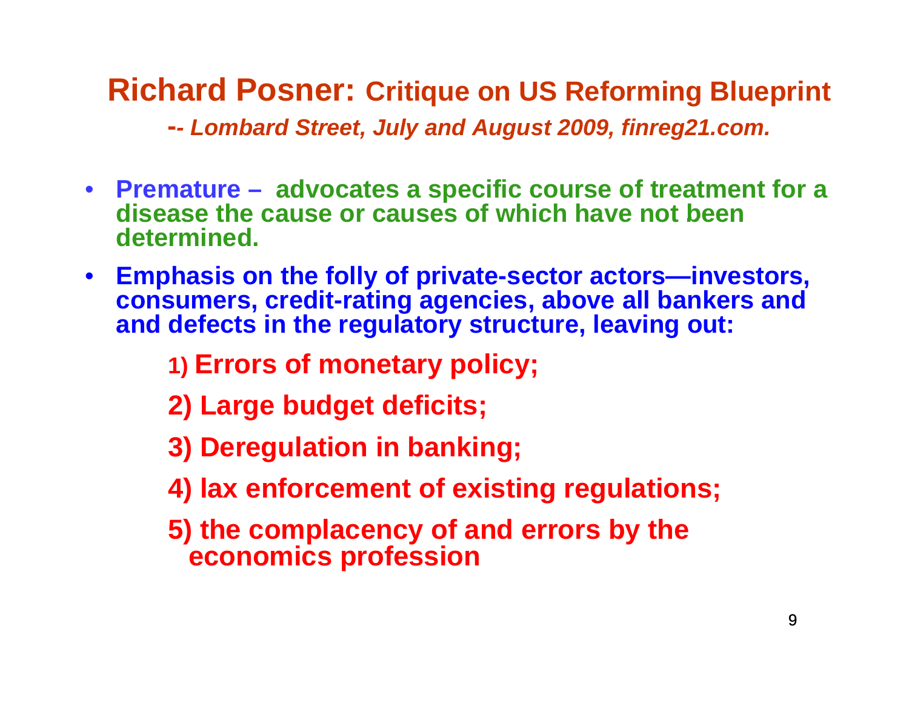# Richard Posner: Critique on US Reforming Blueprint

*-- Lombard Street, July and August 2009, finreg21.com.*

- **Premature – advocates a specific course of treatment for a disease the cause or causes of which have not been determined.**
- **Emphasis on the folly of private-sector actors—investors, consumers, credit-rating agencies, above all bankers and and defects in the regulatory structure, leaving out:**

  **1) Errors of monetary policy;**

  **2) Large budget deficits;**

  **3) Deregulation in banking;**

  **4) lax enforcement of existing regulations;**

  **5) the complacency of and errors by the economics profession**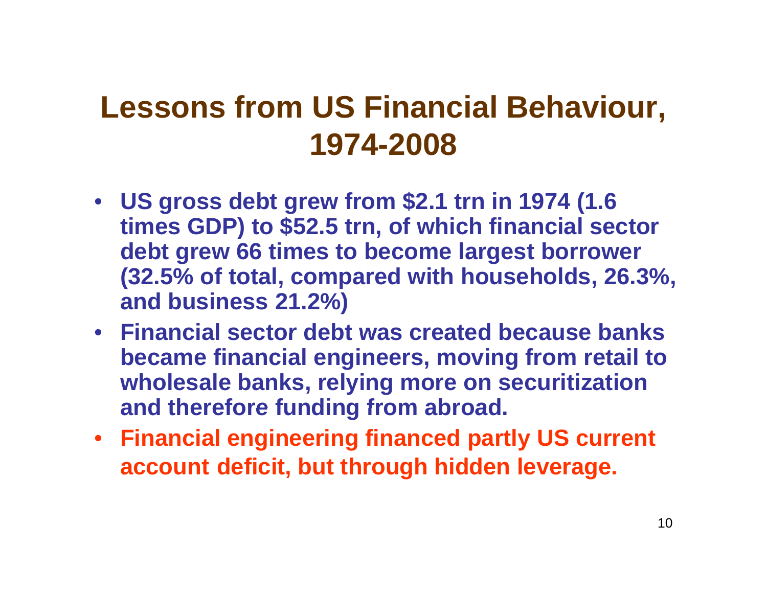# Lessons from US Financial Behaviour, 1974-2008

- **US gross debt grew from $2.1 trn in 1974 (1.6 times GDP) to $52.5 trn, of which financial sector debt grew 66 times to become largest borrower (32.5% of total, compared with households, 26.3%, and business 21.2%)**
- **Financial sector debt was created because banks became financial engineers, moving from retail to wholesale banks, relying more on securitization and therefore funding from abroad.**
- **Financial engineering financed partly US current account deficit, but through hidden leverage.**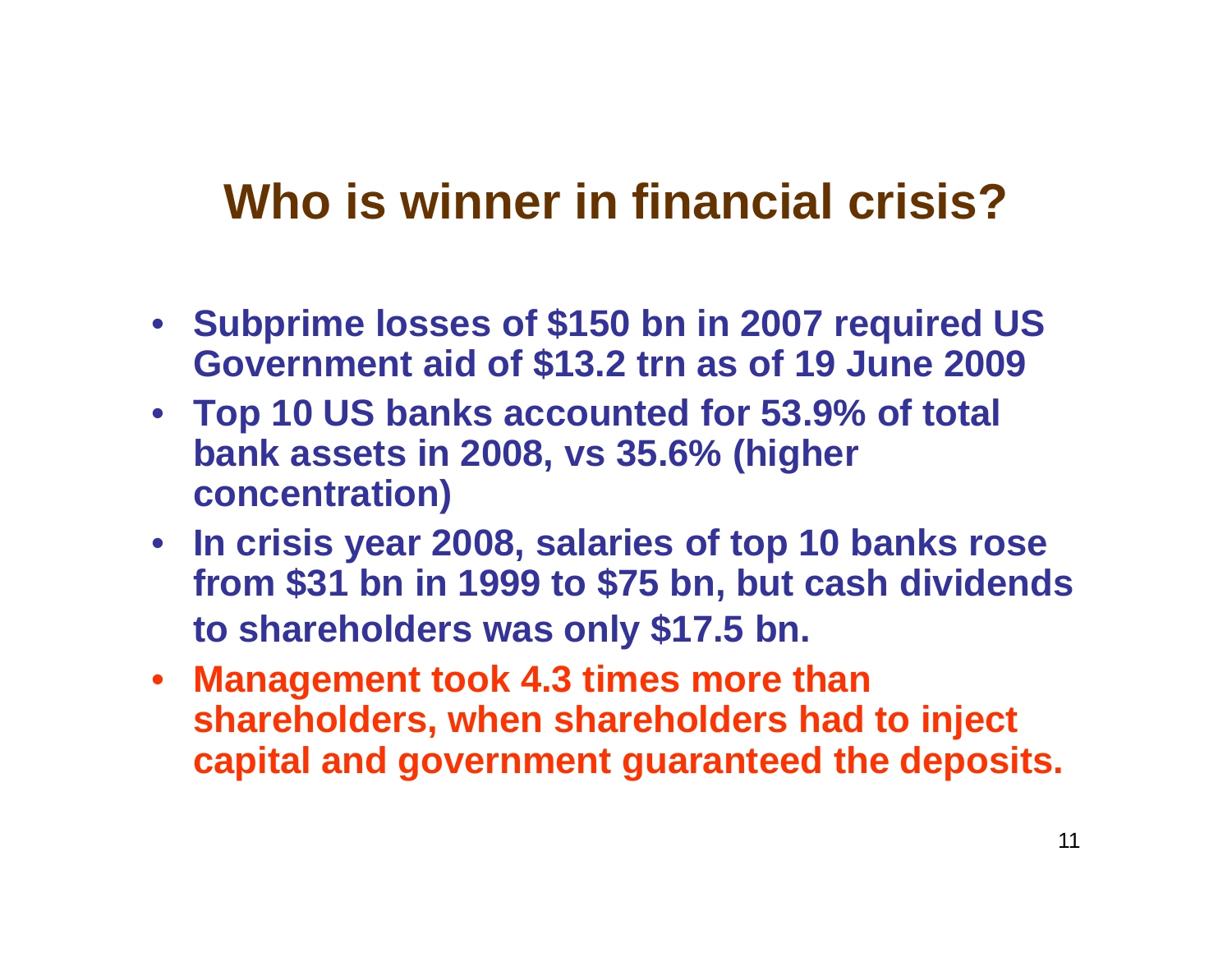# Who is winner in financial crisis?

- **Subprime losses of $150 bn in 2007 required US Government aid of $13.2 trn as of 19 June 2009**
- **Top 10 US banks accounted for 53.9% of total bank assets in 2008, vs 35.6% (higher concentration)**
- **In crisis year 2008, salaries of top 10 banks rose from $31 bn in 1999 to $75 bn, but cash dividends to shareholders was only $17.5 bn.**
- **Management took 4.3 times more than shareholders, when shareholders had to inject capital and government guaranteed the deposits.**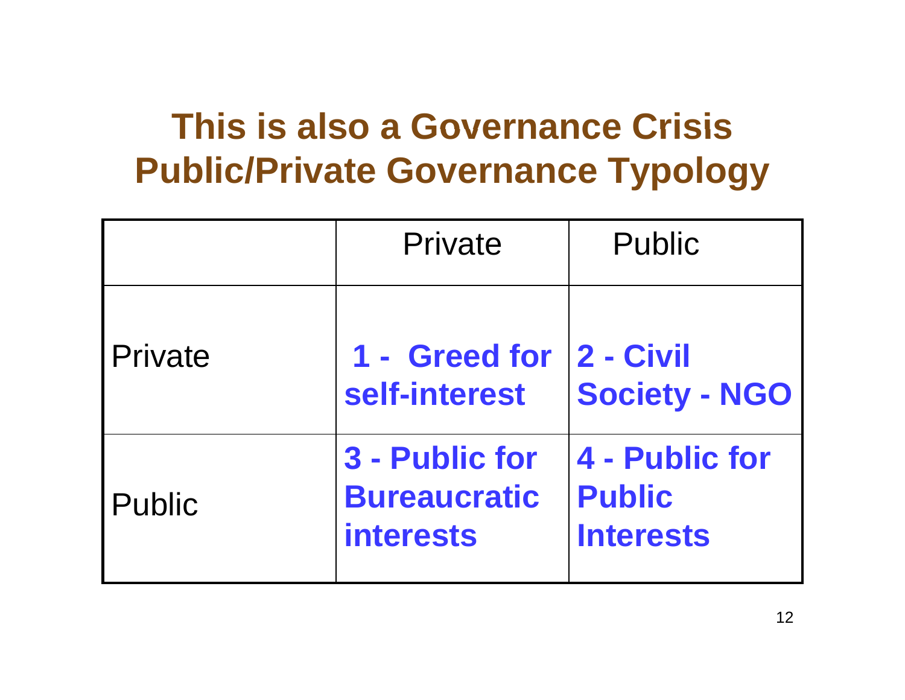# This is also a Governance Crisis
# Public/Private Governance Typology

| | Private | Public |
|---|---|---|
| Private | **1 - Greed for self-interest** | **2 - Civil Society - NGO** |
| Public | **3 - Public for Bureaucratic interests** | **4 - Public for Public Interests** |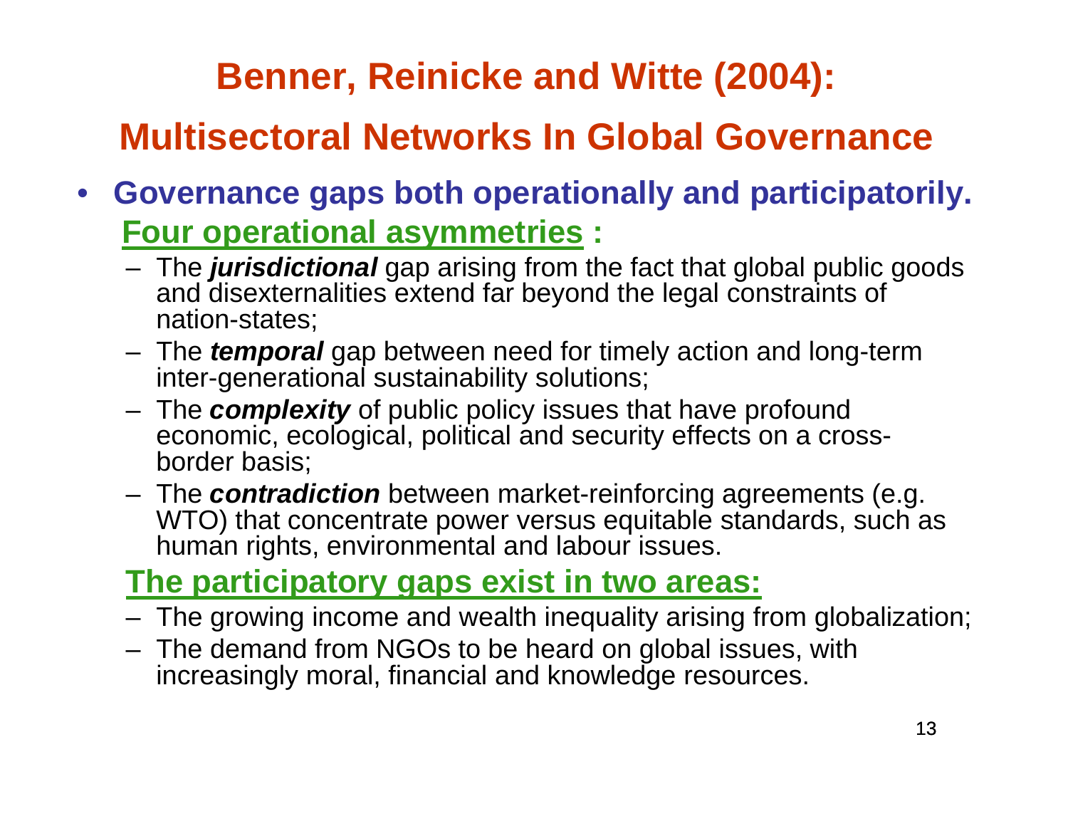# Benner, Reinicke and Witte (2004):

# Multisectoral Networks In Global Governance

- **Governance gaps both operationally and participatorily.**

  **Four operational asymmetries :**

  - The ***jurisdictional*** gap arising from the fact that global public goods and disexternalities extend far beyond the legal constraints of nation-states;
  - The ***temporal*** gap between need for timely action and long-term inter-generational sustainability solutions;
  - The ***complexity*** of public policy issues that have profound economic, ecological, political and security effects on a cross-border basis;
  - The ***contradiction*** between market-reinforcing agreements (e.g. WTO) that concentrate power versus equitable standards, such as human rights, environmental and labour issues.

  **The participatory gaps exist in two areas:**

  - The growing income and wealth inequality arising from globalization;
  - The demand from NGOs to be heard on global issues, with increasingly moral, financial and knowledge resources.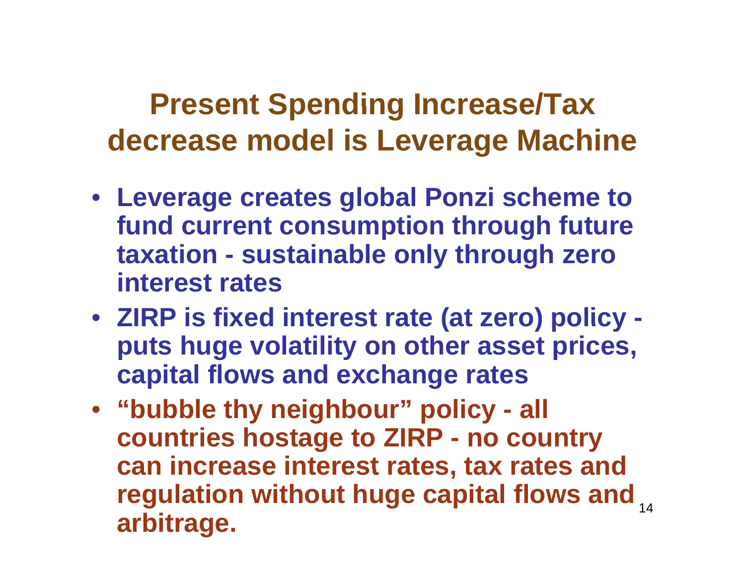# Present Spending Increase/Tax decrease model is Leverage Machine

- **Leverage creates global Ponzi scheme to fund current consumption through future taxation - sustainable only through zero interest rates**
- **ZIRP is fixed interest rate (at zero) policy - puts huge volatility on other asset prices, capital flows and exchange rates**
- **"bubble thy neighbour" policy - all countries hostage to ZIRP - no country can increase interest rates, tax rates and regulation without huge capital flows and arbitrage.**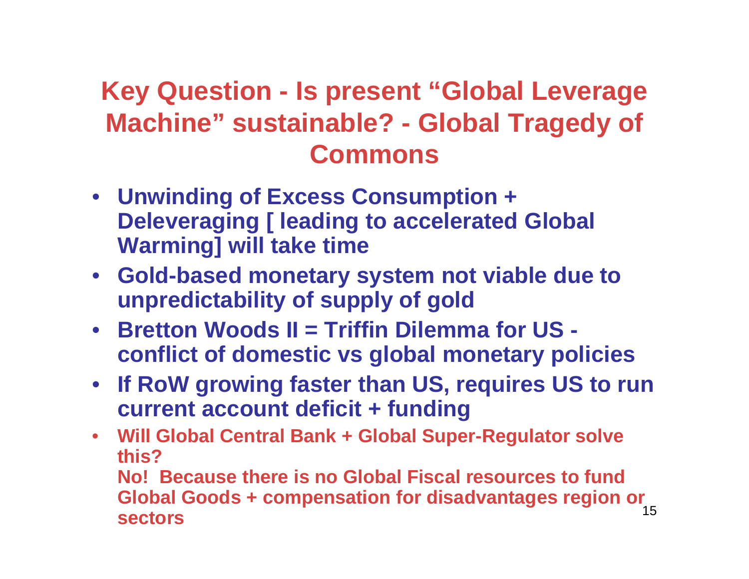# Key Question - Is present "Global Leverage Machine" sustainable? - Global Tragedy of Commons

- **Unwinding of Excess Consumption + Deleveraging [ leading to accelerated Global Warming] will take time**
- **Gold-based monetary system not viable due to unpredictability of supply of gold**
- **Bretton Woods II = Triffin Dilemma for US - conflict of domestic vs global monetary policies**
- **If RoW growing faster than US, requires US to run current account deficit + funding**
- **Will Global Central Bank + Global Super-Regulator solve this?**
  **No! Because there is no Global Fiscal resources to fund Global Goods + compensation for disadvantages region or sectors**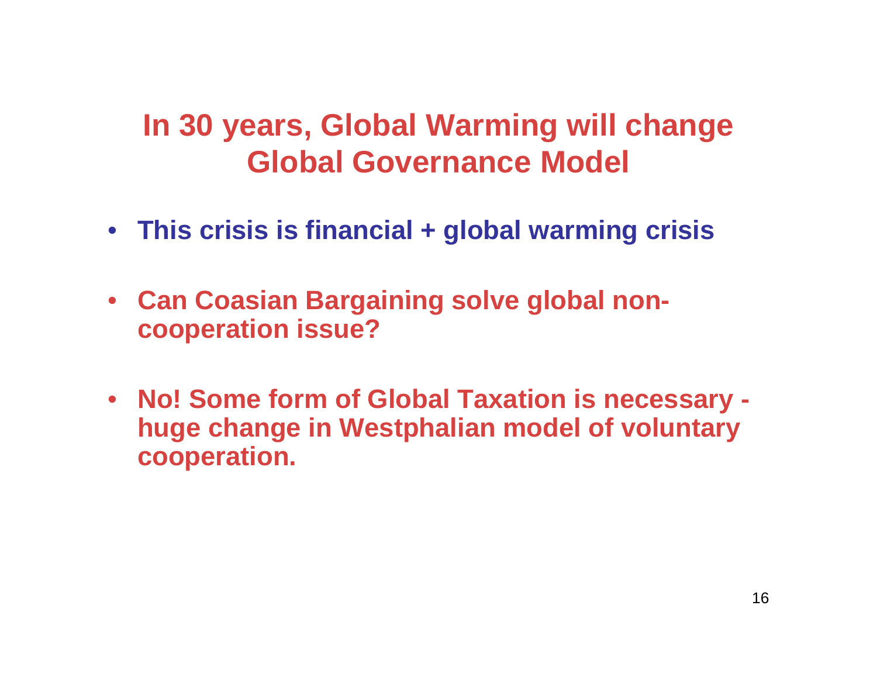# In 30 years, Global Warming will change Global Governance Model

- **This crisis is financial + global warming crisis**
- **Can Coasian Bargaining solve global non-cooperation issue?**
- **No! Some form of Global Taxation is necessary - huge change in Westphalian model of voluntary cooperation.**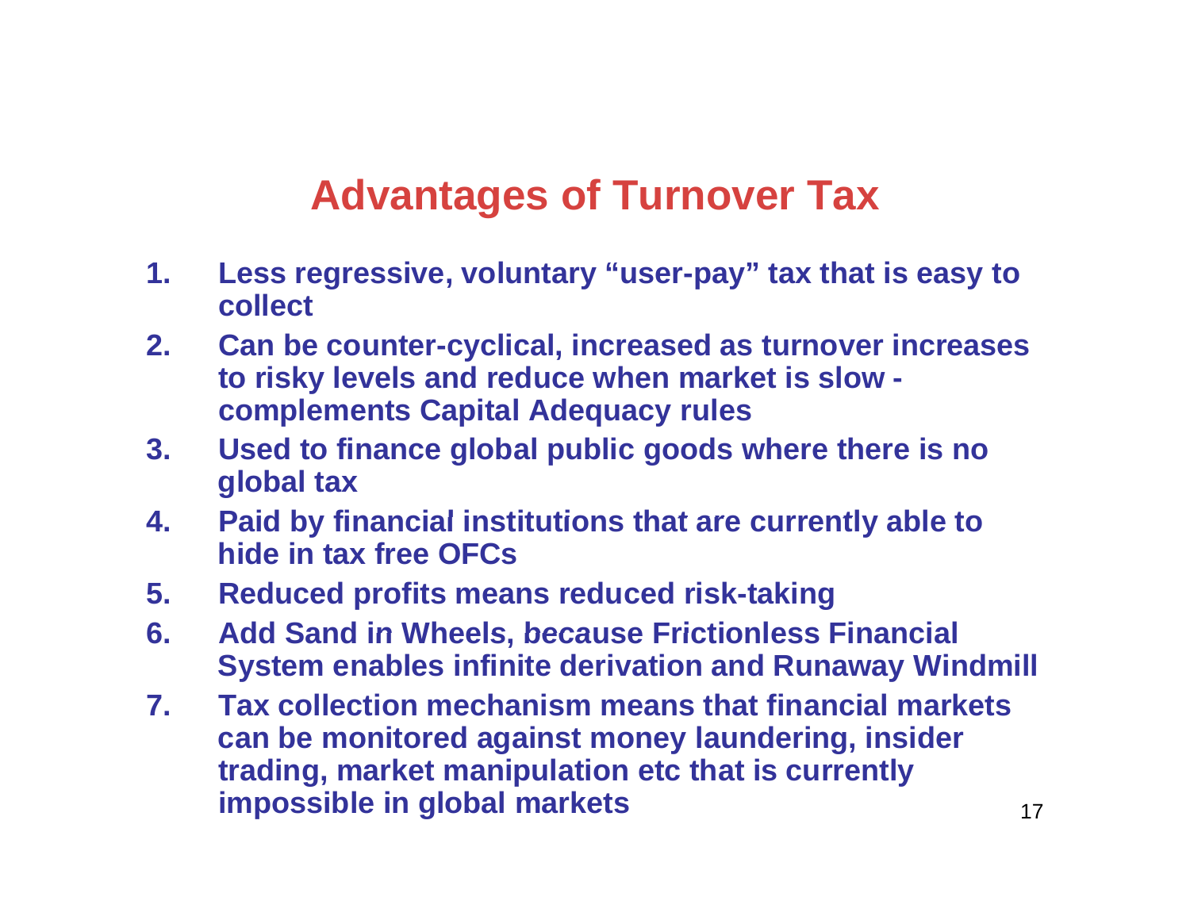# Advantages of Turnover Tax

1. **Less regressive, voluntary “user-pay” tax that is easy to collect**
2. **Can be counter-cyclical, increased as turnover increases to risky levels and reduce when market is slow - complements Capital Adequacy rules**
3. **Used to finance global public goods where there is no global tax**
4. **Paid by financial institutions that are currently able to hide in tax free OFCs**
5. **Reduced profits means reduced risk-taking**
6. **Add Sand in Wheels, because Frictionless Financial System enables infinite derivation and Runaway Windmill**
7. **Tax collection mechanism means that financial markets can be monitored against money laundering, insider trading, market manipulation etc that is currently impossible in global markets**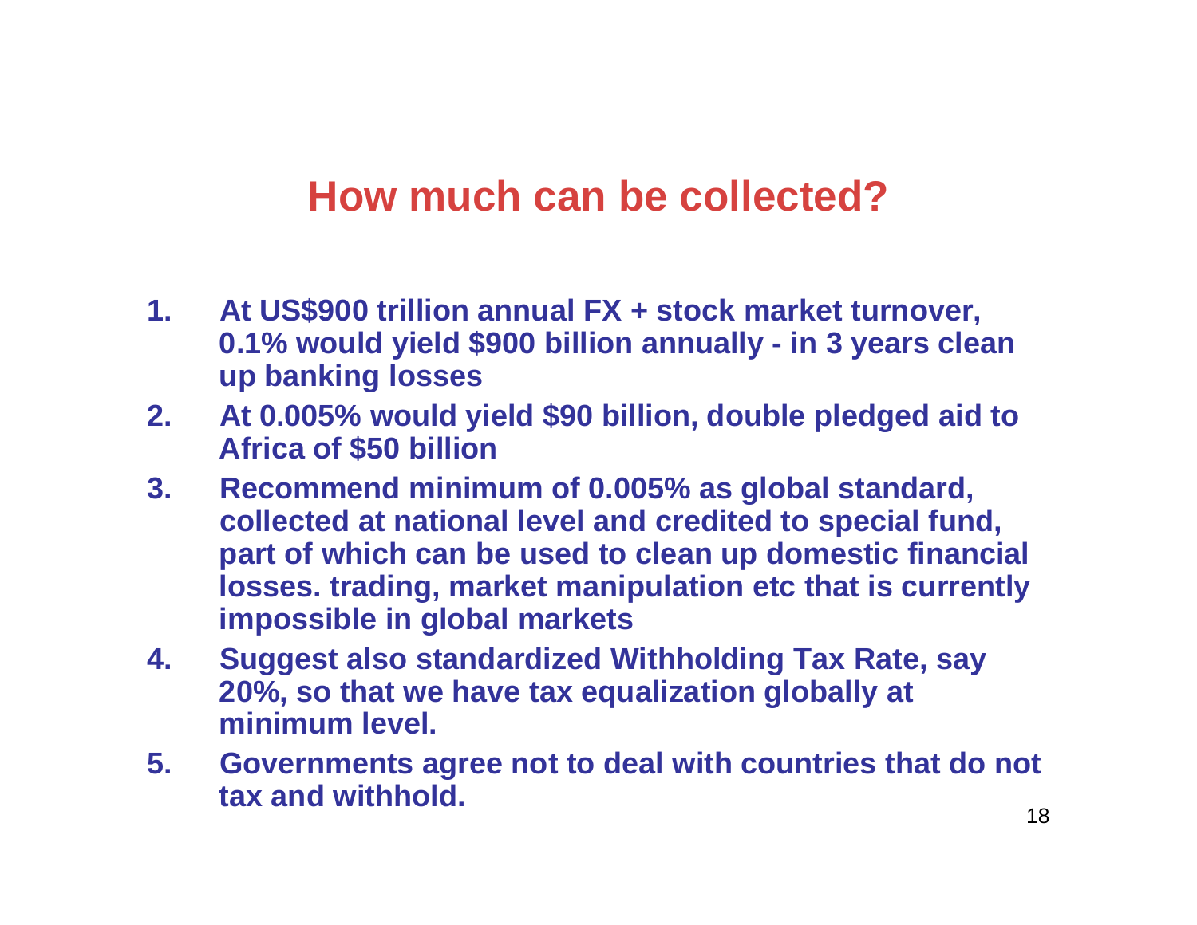# How much can be collected?

1. At US$900 trillion annual FX + stock market turnover, 0.1% would yield $900 billion annually - in 3 years clean up banking losses
2. At 0.005% would yield $90 billion, double pledged aid to Africa of $50 billion
3. Recommend minimum of 0.005% as global standard, collected at national level and credited to special fund, part of which can be used to clean up domestic financial losses. trading, market manipulation etc that is currently impossible in global markets
4. Suggest also standardized Withholding Tax Rate, say 20%, so that we have tax equalization globally at minimum level.
5. Governments agree not to deal with countries that do not tax and withhold.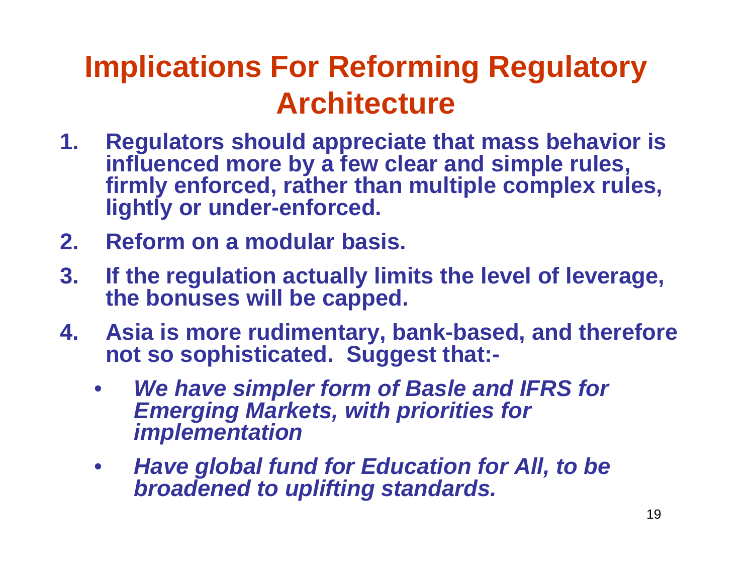# Implications For Reforming Regulatory Architecture

1. **Regulators should appreciate that mass behavior is influenced more by a few clear and simple rules, firmly enforced, rather than multiple complex rules, lightly or under-enforced.**
2. **Reform on a modular basis.**
3. **If the regulation actually limits the level of leverage, the bonuses will be capped.**
4. **Asia is more rudimentary, bank-based, and therefore not so sophisticated. Suggest that:-**
   - ***We have simpler form of Basle and IFRS for Emerging Markets, with priorities for implementation***
   - ***Have global fund for Education for All, to be broadened to uplifting standards.***